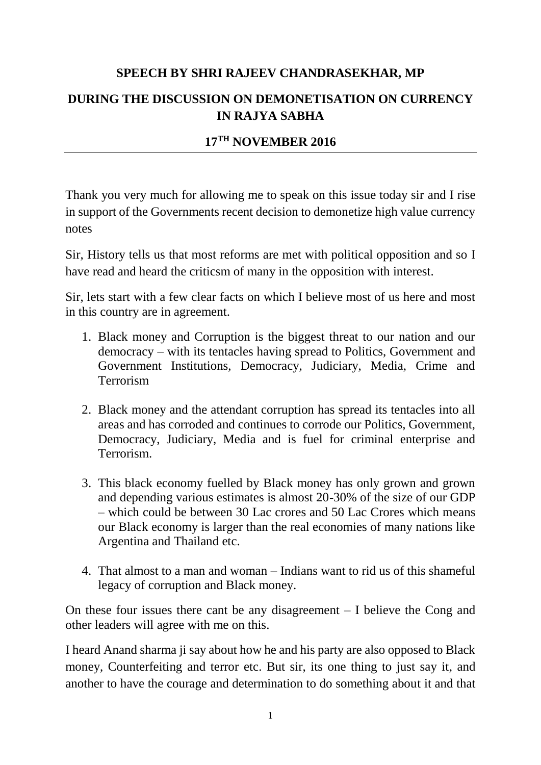**SPEECH BY SHRI RAJEEV CHANDRASEKHAR, MP**

**DURING THE DISCUSSION ON DEMONETISATION ON CURRENCY IN RAJYA SABHA**

**17TH NOVEMBER 2016**

---

Thank you very much for allowing me to speak on this issue today sir and I rise in support of the Governments recent decision to demonetize high value currency notes

Sir, History tells us that most reforms are met with political opposition and so I have read and heard the criticsm of many in the opposition with interest.

Sir, lets start with a few clear facts on which I believe most of us here and most in this country are in agreement.

1. Black money and Corruption is the biggest threat to our nation and our democracy – with its tentacles having spread to Politics, Government and Government Institutions, Democracy, Judiciary, Media, Crime and Terrorism

2. Black money and the attendant corruption has spread its tentacles into all areas and has corroded and continues to corrode our Politics, Government, Democracy, Judiciary, Media and is fuel for criminal enterprise and Terrorism.

3. This black economy fuelled by Black money has only grown and grown and depending various estimates is almost 20-30% of the size of our GDP – which could be between 30 Lac crores and 50 Lac Crores which means our Black economy is larger than the real economies of many nations like Argentina and Thailand etc.

4. That almost to a man and woman – Indians want to rid us of this shameful legacy of corruption and Black money.

On these four issues there cant be any disagreement – I believe the Cong and other leaders will agree with me on this.

I heard Anand sharma ji say about how he and his party are also opposed to Black money, Counterfeiting and terror etc. But sir, its one thing to just say it, and another to have the courage and determination to do something about it and that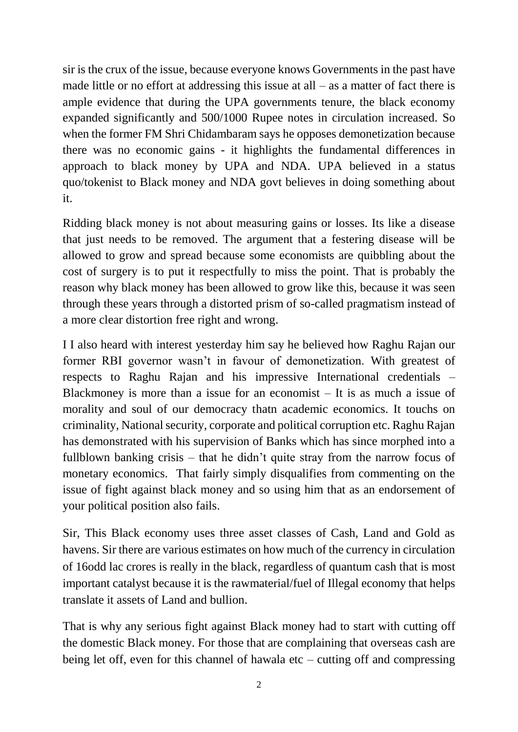sir is the crux of the issue, because everyone knows Governments in the past have made little or no effort at addressing this issue at all – as a matter of fact there is ample evidence that during the UPA governments tenure, the black economy expanded significantly and 500/1000 Rupee notes in circulation increased. So when the former FM Shri Chidambaram says he opposes demonetization because there was no economic gains - it highlights the fundamental differences in approach to black money by UPA and NDA. UPA believed in a status quo/tokenist to Black money and NDA govt believes in doing something about it.

Ridding black money is not about measuring gains or losses. Its like a disease that just needs to be removed. The argument that a festering disease will be allowed to grow and spread because some economists are quibbling about the cost of surgery is to put it respectfully to miss the point. That is probably the reason why black money has been allowed to grow like this, because it was seen through these years through a distorted prism of so-called pragmatism instead of a more clear distortion free right and wrong.

I I also heard with interest yesterday him say he believed how Raghu Rajan our former RBI governor wasn't in favour of demonetization. With greatest of respects to Raghu Rajan and his impressive International credentials – Blackmoney is more than a issue for an economist – It is as much a issue of morality and soul of our democracy thatn academic economics. It touchs on criminality, National security, corporate and political corruption etc. Raghu Rajan has demonstrated with his supervision of Banks which has since morphed into a fullblown banking crisis – that he didn't quite stray from the narrow focus of monetary economics. That fairly simply disqualifies from commenting on the issue of fight against black money and so using him that as an endorsement of your political position also fails.

Sir, This Black economy uses three asset classes of Cash, Land and Gold as havens. Sir there are various estimates on how much of the currency in circulation of 16odd lac crores is really in the black, regardless of quantum cash that is most important catalyst because it is the rawmaterial/fuel of Illegal economy that helps translate it assets of Land and bullion.

That is why any serious fight against Black money had to start with cutting off the domestic Black money. For those that are complaining that overseas cash are being let off, even for this channel of hawala etc – cutting off and compressing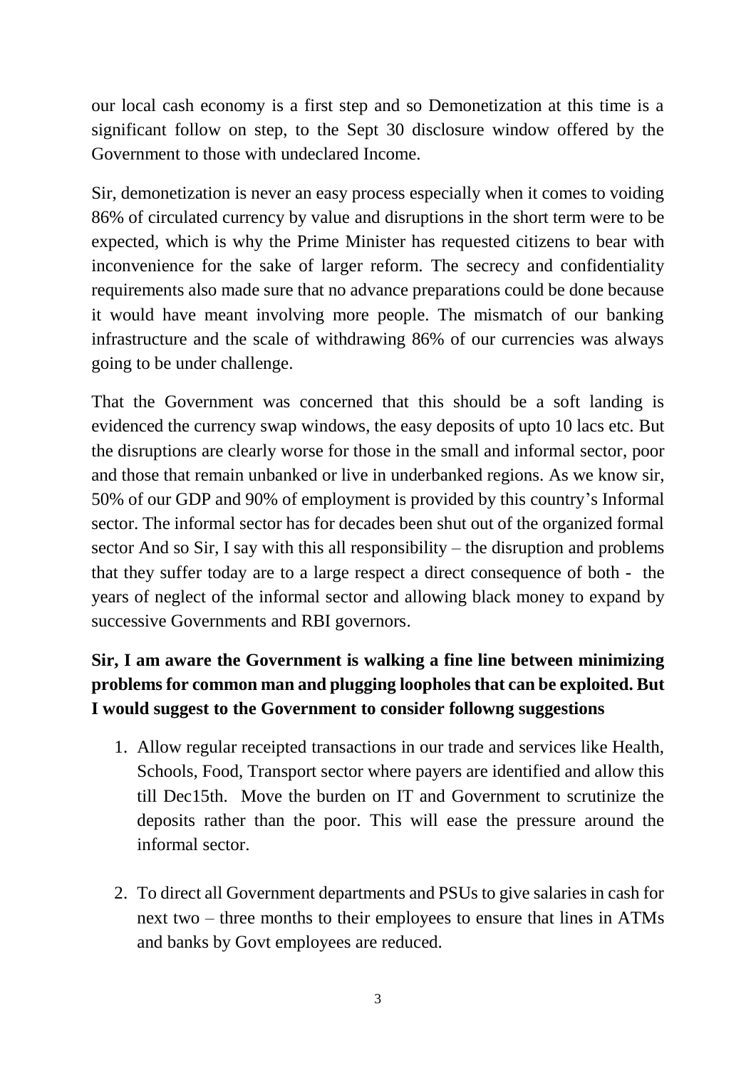our local cash economy is a first step and so Demonetization at this time is a significant follow on step, to the Sept 30 disclosure window offered by the Government to those with undeclared Income.

Sir, demonetization is never an easy process especially when it comes to voiding 86% of circulated currency by value and disruptions in the short term were to be expected, which is why the Prime Minister has requested citizens to bear with inconvenience for the sake of larger reform. The secrecy and confidentiality requirements also made sure that no advance preparations could be done because it would have meant involving more people. The mismatch of our banking infrastructure and the scale of withdrawing 86% of our currencies was always going to be under challenge.

That the Government was concerned that this should be a soft landing is evidenced the currency swap windows, the easy deposits of upto 10 lacs etc. But the disruptions are clearly worse for those in the small and informal sector, poor and those that remain unbanked or live in underbanked regions. As we know sir, 50% of our GDP and 90% of employment is provided by this country's Informal sector. The informal sector has for decades been shut out of the organized formal sector And so Sir, I say with this all responsibility – the disruption and problems that they suffer today are to a large respect a direct consequence of both - the years of neglect of the informal sector and allowing black money to expand by successive Governments and RBI governors.

**Sir, I am aware the Government is walking a fine line between minimizing problems for common man and plugging loopholes that can be exploited. But I would suggest to the Government to consider followng suggestions**

1. Allow regular receipted transactions in our trade and services like Health, Schools, Food, Transport sector where payers are identified and allow this till Dec15th. Move the burden on IT and Government to scrutinize the deposits rather than the poor. This will ease the pressure around the informal sector.

2. To direct all Government departments and PSUs to give salaries in cash for next two – three months to their employees to ensure that lines in ATMs and banks by Govt employees are reduced.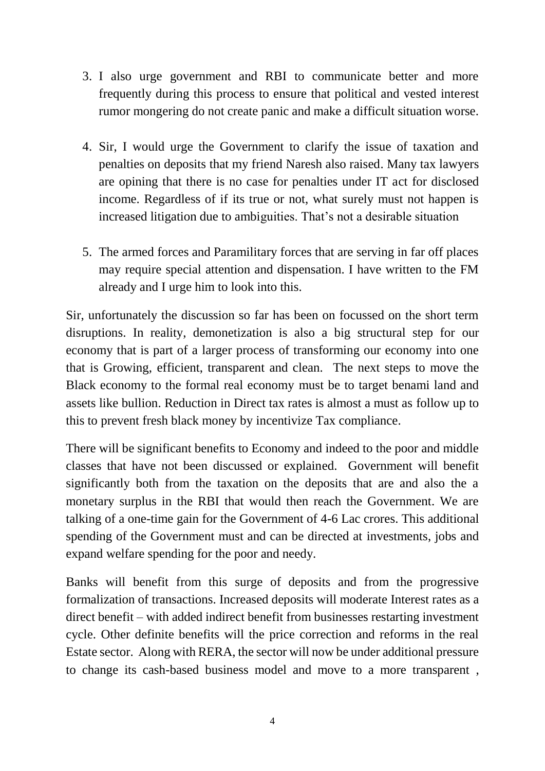3. I also urge government and RBI to communicate better and more frequently during this process to ensure that political and vested interest rumor mongering do not create panic and make a difficult situation worse.

4. Sir, I would urge the Government to clarify the issue of taxation and penalties on deposits that my friend Naresh also raised. Many tax lawyers are opining that there is no case for penalties under IT act for disclosed income. Regardless of if its true or not, what surely must not happen is increased litigation due to ambiguities. That's not a desirable situation

5. The armed forces and Paramilitary forces that are serving in far off places may require special attention and dispensation. I have written to the FM already and I urge him to look into this.

Sir, unfortunately the discussion so far has been on focussed on the short term disruptions. In reality, demonetization is also a big structural step for our economy that is part of a larger process of transforming our economy into one that is Growing, efficient, transparent and clean. The next steps to move the Black economy to the formal real economy must be to target benami land and assets like bullion. Reduction in Direct tax rates is almost a must as follow up to this to prevent fresh black money by incentivize Tax compliance.

There will be significant benefits to Economy and indeed to the poor and middle classes that have not been discussed or explained. Government will benefit significantly both from the taxation on the deposits that are and also the a monetary surplus in the RBI that would then reach the Government. We are talking of a one-time gain for the Government of 4-6 Lac crores. This additional spending of the Government must and can be directed at investments, jobs and expand welfare spending for the poor and needy.

Banks will benefit from this surge of deposits and from the progressive formalization of transactions. Increased deposits will moderate Interest rates as a direct benefit – with added indirect benefit from businesses restarting investment cycle. Other definite benefits will the price correction and reforms in the real Estate sector. Along with RERA, the sector will now be under additional pressure to change its cash-based business model and move to a more transparent ,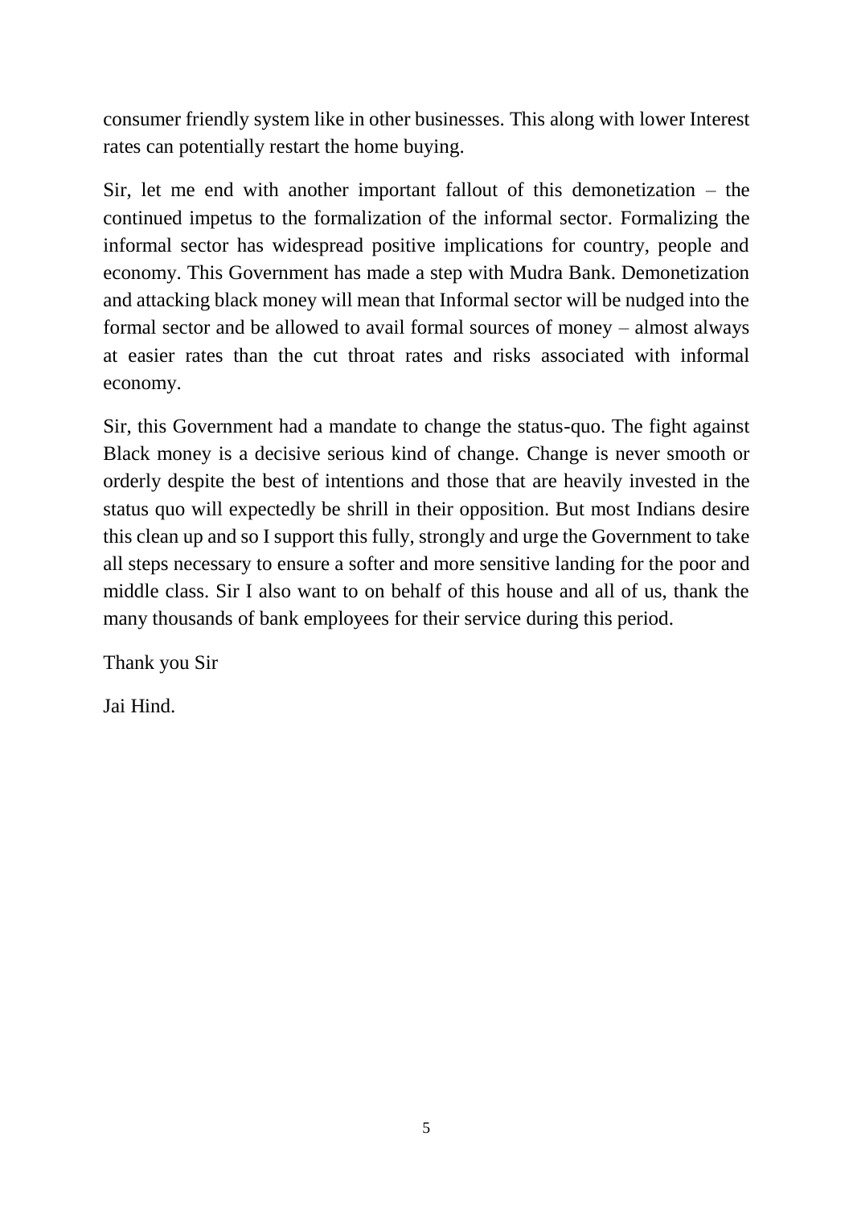consumer friendly system like in other businesses. This along with lower Interest rates can potentially restart the home buying.

Sir, let me end with another important fallout of this demonetization – the continued impetus to the formalization of the informal sector. Formalizing the informal sector has widespread positive implications for country, people and economy. This Government has made a step with Mudra Bank. Demonetization and attacking black money will mean that Informal sector will be nudged into the formal sector and be allowed to avail formal sources of money – almost always at easier rates than the cut throat rates and risks associated with informal economy.

Sir, this Government had a mandate to change the status-quo. The fight against Black money is a decisive serious kind of change. Change is never smooth or orderly despite the best of intentions and those that are heavily invested in the status quo will expectedly be shrill in their opposition. But most Indians desire this clean up and so I support this fully, strongly and urge the Government to take all steps necessary to ensure a softer and more sensitive landing for the poor and middle class. Sir I also want to on behalf of this house and all of us, thank the many thousands of bank employees for their service during this period.

Thank you Sir

Jai Hind.